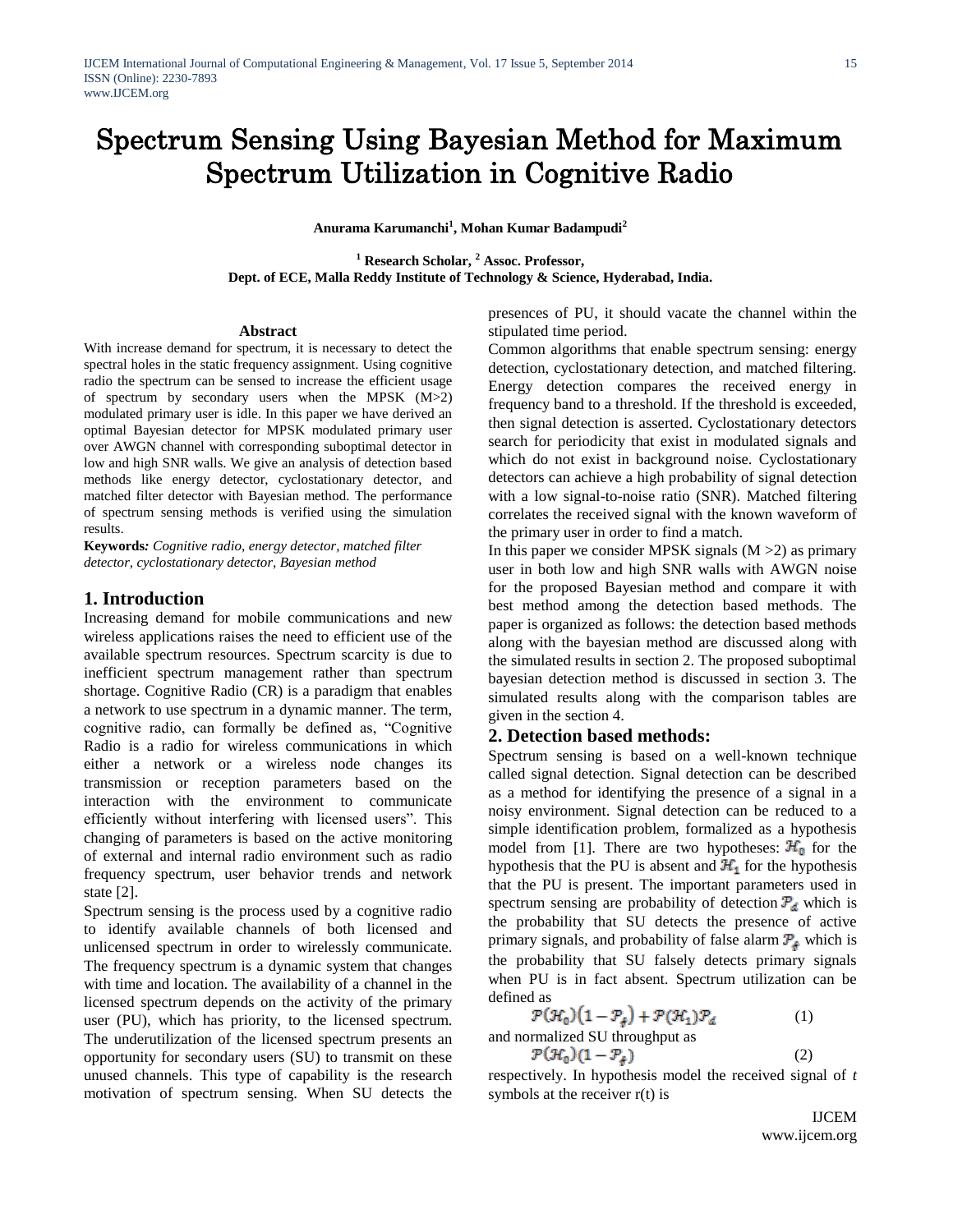# Spectrum Sensing Using Bayesian Method for Maximum Spectrum Utilization in Cognitive Radio

**Anurama Karumanchi[1], Mohan Kumar Badampudi[2]**

**[1] Research Scholar, [2] Assoc. Professor,**
**Dept. of ECE, Malla Reddy Institute of Technology & Science, Hyderabad, India.**

### Abstract

With increase demand for spectrum, it is necessary to detect the spectral holes in the static frequency assignment. Using cognitive radio the spectrum can be sensed to increase the efficient usage of spectrum by secondary users when the MPSK (M>2) modulated primary user is idle. In this paper we have derived an optimal Bayesian detector for MPSK modulated primary user over AWGN channel with corresponding suboptimal detector in low and high SNR walls. We give an analysis of detection based methods like energy detector, cyclostationary detector, and matched filter detector with Bayesian method. The performance of spectrum sensing methods is verified using the simulation results.

**Keywords***:* *Cognitive radio, energy detector, matched filter detector, cyclostationary detector, Bayesian method*

## 1. Introduction

Increasing demand for mobile communications and new wireless applications raises the need to efficient use of the available spectrum resources. Spectrum scarcity is due to inefficient spectrum management rather than spectrum shortage. Cognitive Radio (CR) is a paradigm that enables a network to use spectrum in a dynamic manner. The term, cognitive radio, can formally be defined as, "Cognitive Radio is a radio for wireless communications in which either a network or a wireless node changes its transmission or reception parameters based on the interaction with the environment to communicate efficiently without interfering with licensed users". This changing of parameters is based on the active monitoring of external and internal radio environment such as radio frequency spectrum, user behavior trends and network state [2].

Spectrum sensing is the process used by a cognitive radio to identify available channels of both licensed and unlicensed spectrum in order to wirelessly communicate. The frequency spectrum is a dynamic system that changes with time and location. The availability of a channel in the licensed spectrum depends on the activity of the primary user (PU), which has priority, to the licensed spectrum. The underutilization of the licensed spectrum presents an opportunity for secondary users (SU) to transmit on these unused channels. This type of capability is the research motivation of spectrum sensing. When SU detects the presences of PU, it should vacate the channel within the stipulated time period.

Common algorithms that enable spectrum sensing: energy detection, cyclostationary detection, and matched filtering. Energy detection compares the received energy in frequency band to a threshold. If the threshold is exceeded, then signal detection is asserted. Cyclostationary detectors search for periodicity that exist in modulated signals and which do not exist in background noise. Cyclostationary detectors can achieve a high probability of signal detection with a low signal-to-noise ratio (SNR). Matched filtering correlates the received signal with the known waveform of the primary user in order to find a match.

In this paper we consider MPSK signals (M >2) as primary user in both low and high SNR walls with AWGN noise for the proposed Bayesian method and compare it with best method among the detection based methods. The paper is organized as follows: the detection based methods along with the bayesian method are discussed along with the simulated results in section 2. The proposed suboptimal bayesian detection method is discussed in section 3. The simulated results along with the comparison tables are given in the section 4.

## 2. Detection based methods:

Spectrum sensing is based on a well-known technique called signal detection. Signal detection can be described as a method for identifying the presence of a signal in a noisy environment. Signal detection can be reduced to a simple identification problem, formalized as a hypothesis model from [1]. There are two hypotheses: $\mathcal{H}_0$ for the hypothesis that the PU is absent and $\mathcal{H}_1$ for the hypothesis that the PU is present. The important parameters used in spectrum sensing are probability of detection $\mathcal{P}_d$ which is the probability that SU detects the presence of active primary signals, and probability of false alarm $\mathcal{P}_f$ which is the probability that SU falsely detects primary signals when PU is in fact absent. Spectrum utilization can be defined as

$$\mathcal{P}(\mathcal{H}_0)\left(1-\mathcal{P}_f\right)+\mathcal{P}(\mathcal{H}_1)\mathcal{P}_d \tag{1}$$

and normalized SU throughput as

$$\mathcal{P}(\mathcal{H}_0)(1-\mathcal{P}_f) \tag{2}$$

respectively. In hypothesis model the received signal of *t* symbols at the receiver r(t) is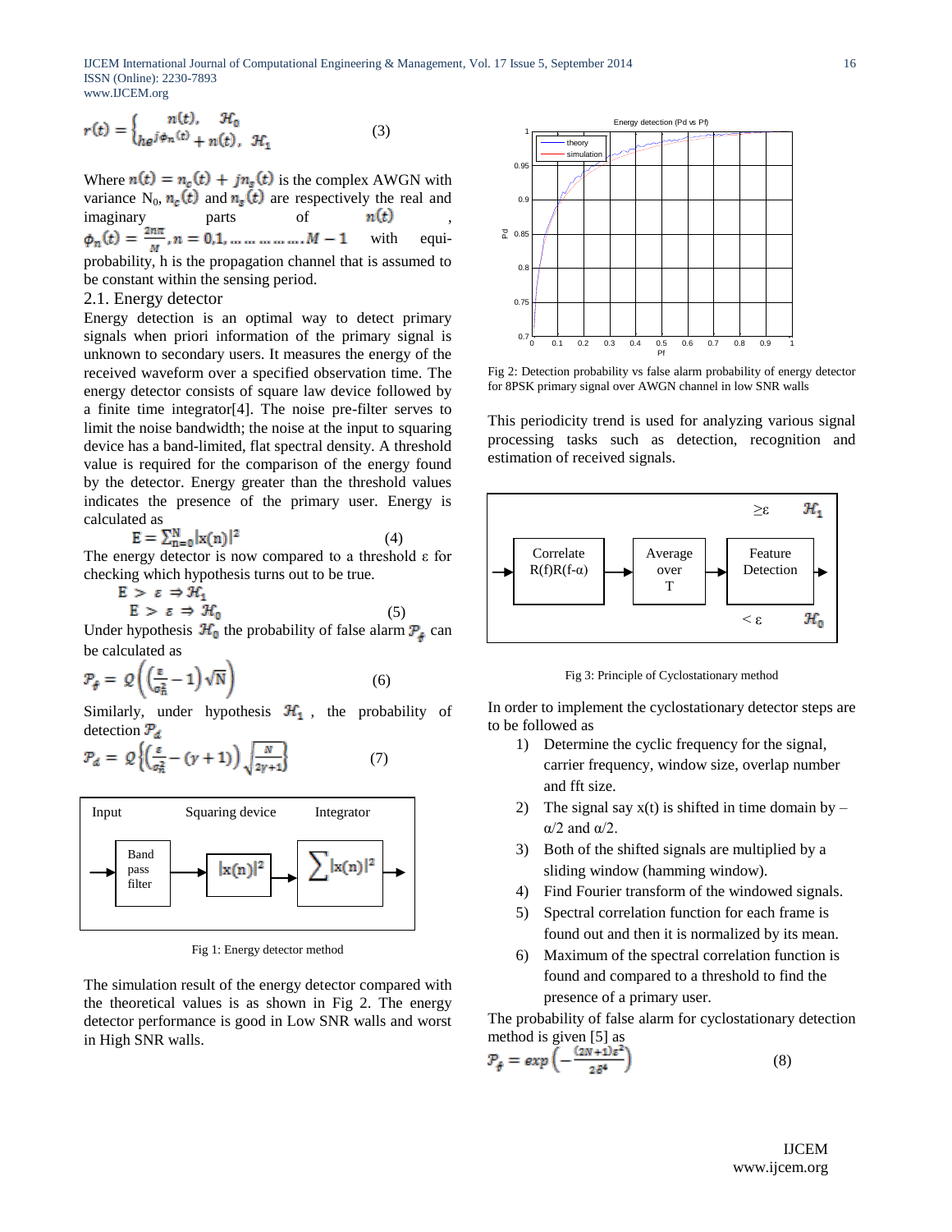$$r(t) = \begin{cases} n(t), & \mathcal{H}_0 \\ he^{j\phi_n(t)} + n(t), & \mathcal{H}_1 \end{cases} \quad (3)$$

Where $n(t) = n_c(t) + jn_s(t)$ is the complex AWGN with variance $N_0$, $n_c(t)$ and $n_s(t)$ are respectively the real and imaginary parts of $n(t)$, $\phi_n(t) = \frac{2n\pi}{M}, n = 0,1, \ldots\ldots\ldots\ldots M-1$ with equi-probability, h is the propagation channel that is assumed to be constant within the sensing period.

### 2.1. Energy detector

Energy detection is an optimal way to detect primary signals when priori information of the primary signal is unknown to secondary users. It measures the energy of the received waveform over a specified observation time. The energy detector consists of square law device followed by a finite time integrator[4]. The noise pre-filter serves to limit the noise bandwidth; the noise at the input to squaring device has a band-limited, flat spectral density. A threshold value is required for the comparison of the energy found by the detector. Energy greater than the threshold values indicates the presence of the primary user. Energy is calculated as

$$E = \sum_{n=0}^{N} |x(n)|^2 \quad (4)$$

The energy detector is now compared to a threshold ε for checking which hypothesis turns out to be true.

$$E > \varepsilon \Rightarrow \mathcal{H}_1$$
$$E > \varepsilon \Rightarrow \mathcal{H}_0 \quad (5)$$

Under hypothesis $\mathcal{H}_0$ the probability of false alarm $\mathcal{P}_f$ can be calculated as

$$\mathcal{P}_f = \mathcal{Q}\left(\left(\frac{\varepsilon}{\sigma_n^2} - 1\right)\sqrt{N}\right) \quad (6)$$

Similarly, under hypothesis $\mathcal{H}_1$, the probability of detection $\mathcal{P}_d$

$$\mathcal{P}_d = \mathcal{Q}\left\{\left(\frac{\varepsilon}{\sigma_n^2} - (\gamma+1)\right)\sqrt{\frac{N}{2\gamma+1}}\right\} \quad (7)$$

Fig 1: Energy detector method

The simulation result of the energy detector compared with the theoretical values is as shown in Fig 2. The energy detector performance is good in Low SNR walls and worst in High SNR walls.

Fig 2: Detection probability vs false alarm probability of energy detector for 8PSK primary signal over AWGN channel in low SNR walls

This periodicity trend is used for analyzing various signal processing tasks such as detection, recognition and estimation of received signals.

Fig 3: Principle of Cyclostationary method

In order to implement the cyclostationary detector steps are to be followed as

1) Determine the cyclic frequency for the signal, carrier frequency, window size, overlap number and fft size.
2) The signal say x(t) is shifted in time domain by $-\alpha/2$ and $\alpha/2$.
3) Both of the shifted signals are multiplied by a sliding window (hamming window).
4) Find Fourier transform of the windowed signals.
5) Spectral correlation function for each frame is found out and then it is normalized by its mean.
6) Maximum of the spectral correlation function is found and compared to a threshold to find the presence of a primary user.

The probability of false alarm for cyclostationary detection method is given [5] as

$$\mathcal{P}_f = \exp\left(-\frac{(2N+1)\varepsilon^2}{2\delta^4}\right) \quad (8)$$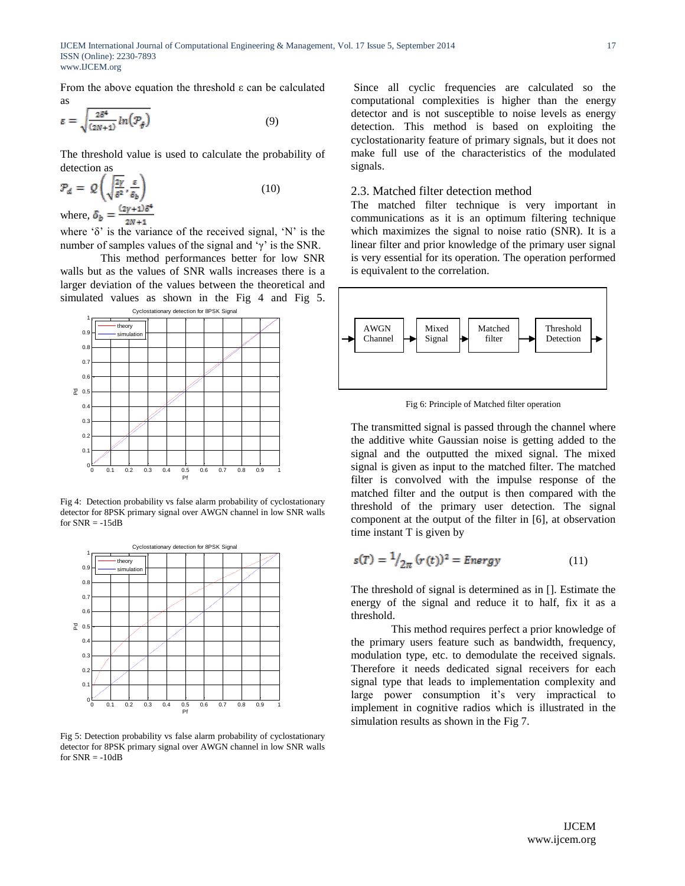From the above equation the threshold ε can be calculated as

$$\varepsilon = \sqrt{\frac{2\delta^4}{(2N+1)} ln(\mathcal{P}_f)} \qquad (9)$$

The threshold value is used to calculate the probability of detection as

$$\mathcal{P}_d = Q\left(\sqrt{\frac{2\gamma}{\delta^2}}, \frac{\varepsilon}{\delta_b}\right) \qquad (10)$$

where, $\delta_b = \frac{(2\gamma+1)\delta^4}{2N+1}$

where 'δ' is the variance of the received signal, 'N' is the number of samples values of the signal and 'γ' is the SNR.

This method performances better for low SNR walls but as the values of SNR walls increases there is a larger deviation of the values between the theoretical and simulated values as shown in the Fig 4 and Fig 5.

Fig 4: Detection probability vs false alarm probability of cyclostationary detector for 8PSK primary signal over AWGN channel in low SNR walls for SNR = -15dB

Fig 5: Detection probability vs false alarm probability of cyclostationary detector for 8PSK primary signal over AWGN channel in low SNR walls for SNR = -10dB

Since all cyclic frequencies are calculated so the computational complexities is higher than the energy detector and is not susceptible to noise levels as energy detection. This method is based on exploiting the cyclostationarity feature of primary signals, but it does not make full use of the characteristics of the modulated signals.

## 2.3. Matched filter detection method

The matched filter technique is very important in communications as it is an optimum filtering technique which maximizes the signal to noise ratio (SNR). It is a linear filter and prior knowledge of the primary user signal is very essential for its operation. The operation performed is equivalent to the correlation.

Fig 6: Principle of Matched filter operation

The transmitted signal is passed through the channel where the additive white Gaussian noise is getting added to the signal and the outputted the mixed signal. The mixed signal is given as input to the matched filter. The matched filter is convolved with the impulse response of the matched filter and the output is then compared with the threshold of the primary user detection. The signal component at the output of the filter in [6], at observation time instant T is given by

$$s(T) = {}^{1}/_{2\pi} (r(t))^2 = Energy \qquad (11)$$

The threshold of signal is determined as in []. Estimate the energy of the signal and reduce it to half, fix it as a threshold.

This method requires perfect a prior knowledge of the primary users feature such as bandwidth, frequency, modulation type, etc. to demodulate the received signals. Therefore it needs dedicated signal receivers for each signal type that leads to implementation complexity and large power consumption it's very impractical to implement in cognitive radios which is illustrated in the simulation results as shown in the Fig 7.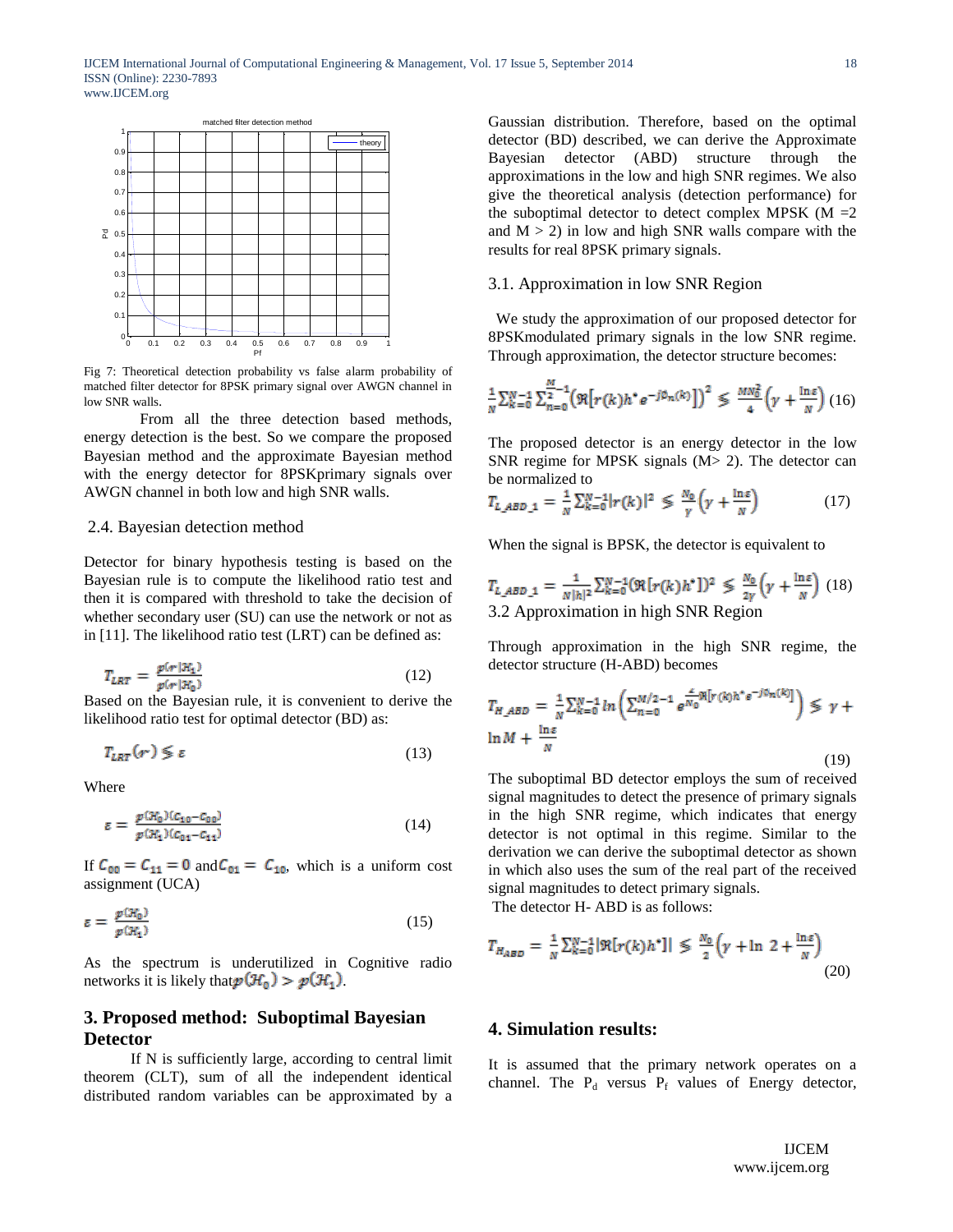Fig 7: Theoretical detection probability vs false alarm probability of matched filter detector for 8PSK primary signal over AWGN channel in low SNR walls.

From all the three detection based methods, energy detection is the best. So we compare the proposed Bayesian method and the approximate Bayesian method with the energy detector for 8PSKprimary signals over AWGN channel in both low and high SNR walls.

## 2.4. Bayesian detection method

Detector for binary hypothesis testing is based on the Bayesian rule is to compute the likelihood ratio test and then it is compared with threshold to take the decision of whether secondary user (SU) can use the network or not as in [11]. The likelihood ratio test (LRT) can be defined as:

$$T_{LRT} = \frac{p(r|H_1)}{p(r|H_0)} \tag{12}$$

Based on the Bayesian rule, it is convenient to derive the likelihood ratio test for optimal detector (BD) as:

$$T_{LRT}(r) \lessgtr \varepsilon \tag{13}$$

Where

$$\varepsilon = \frac{p(H_0)(C_{10}-C_{00})}{p(H_1)(C_{01}-C_{11})} \tag{14}$$

If $C_{00} = C_{11} = 0$ and $C_{01} = C_{10}$, which is a uniform cost assignment (UCA)

$$\varepsilon = \frac{p(H_0)}{p(H_1)} \tag{15}$$

As the spectrum is underutilized in Cognitive radio networks it is likely that $p(\mathcal{H}_0) > p(\mathcal{H}_1)$.

# 3. Proposed method: Suboptimal Bayesian Detector

If N is sufficiently large, according to central limit theorem (CLT), sum of all the independent identical distributed random variables can be approximated by a Gaussian distribution. Therefore, based on the optimal detector (BD) described, we can derive the Approximate Bayesian detector (ABD) structure through the approximations in the low and high SNR regimes. We also give the theoretical analysis (detection performance) for the suboptimal detector to detect complex MPSK (M =2 and M > 2) in low and high SNR walls compare with the results for real 8PSK primary signals.

## 3.1. Approximation in low SNR Region

We study the approximation of our proposed detector for 8PSKmodulated primary signals in the low SNR regime. Through approximation, the detector structure becomes:

$$\frac{1}{N}\sum_{k=0}^{N-1}\sum_{n=0}^{\frac{M}{2}-1}\left(\Re\left[r(k)h^{*}e^{-j\theta_n(k)}\right]\right)^2 \lessgtr \frac{MN_0^2}{4}\left(\gamma+\frac{\ln\varepsilon}{N}\right) \tag{16}$$

The proposed detector is an energy detector in the low SNR regime for MPSK signals (M> 2). The detector can be normalized to

$$T_{L\_ABD\_1} = \frac{1}{N}\sum_{k=0}^{N-1}|r(k)|^2 \lessgtr \frac{N_0}{\gamma}\left(\gamma+\frac{\ln\varepsilon}{N}\right) \tag{17}$$

When the signal is BPSK, the detector is equivalent to

$$T_{L\_ABD\_1} = \frac{1}{N|h|^2}\sum_{k=0}^{N-1}(\Re[r(k)h^{*}])^2 \lessgtr \frac{N_0}{2\gamma}\left(\gamma+\frac{\ln\varepsilon}{N}\right) \tag{18}$$

## 3.2 Approximation in high SNR Region

Through approximation in the high SNR regime, the detector structure (H-ABD) becomes

$$T_{H\_ABD} = \frac{1}{N}\sum_{k=0}^{N-1}\ln\left(\sum_{n=0}^{M/2-1}e^{\frac{4}{N_0}\Re\left[r(k)h^{*}e^{-j\theta_n(k)}\right]}\right) \lessgtr \gamma + \ln M + \frac{\ln\varepsilon}{N} \tag{19}$$

The suboptimal BD detector employs the sum of received signal magnitudes to detect the presence of primary signals in the high SNR regime, which indicates that energy detector is not optimal in this regime. Similar to the derivation we can derive the suboptimal detector as shown in which also uses the sum of the real part of the received signal magnitudes to detect primary signals.

The detector H- ABD is as follows:

$$T_{H_{ABD}} = \frac{1}{N}\sum_{k=0}^{N-1}|\Re[r(k)h^{*}]| \lessgtr \frac{N_0}{2}\left(\gamma+\ln 2+\frac{\ln\varepsilon}{N}\right) \tag{20}$$

# 4. Simulation results:

It is assumed that the primary network operates on a channel. The $P_d$ versus $P_f$ values of Energy detector,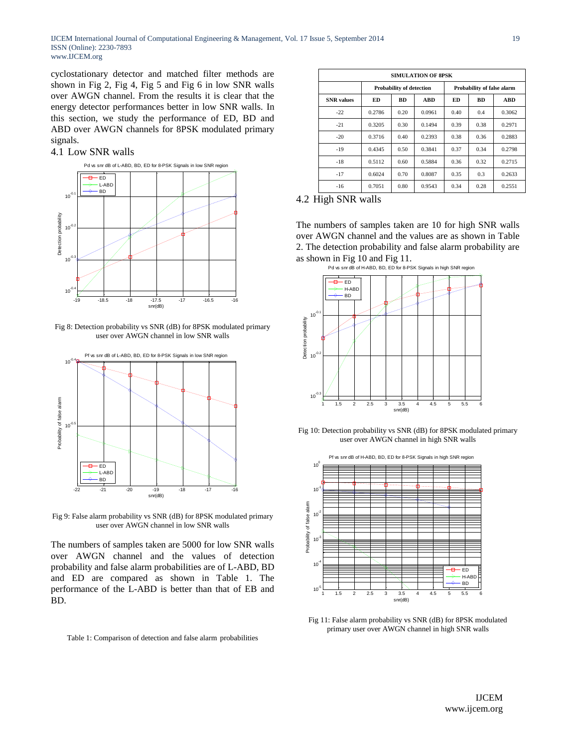cyclostationary detector and matched filter methods are shown in Fig 2, Fig 4, Fig 5 and Fig 6 in low SNR walls over AWGN channel. From the results it is clear that the energy detector performances better in low SNR walls. In this section, we study the performance of ED, BD and ABD over AWGN channels for 8PSK modulated primary signals.

## 4.1 Low SNR walls

Fig 8: Detection probability vs SNR (dB) for 8PSK modulated primary user over AWGN channel in low SNR walls

Fig 9: False alarm probability vs SNR (dB) for 8PSK modulated primary user over AWGN channel in low SNR walls

The numbers of samples taken are 5000 for low SNR walls over AWGN channel and the values of detection probability and false alarm probabilities are of L-ABD, BD and ED are compared as shown in Table 1. The performance of the L-ABD is better than that of EB and BD.

Table 1: Comparison of detection and false alarm probabilities

| SIMULATION OF 8PSK | | | | | | |
|---|---|---|---|---|---|---|
| | Probability of detection | | | Probability of false alarm | | |
| SNR values | ED | BD | ABD | ED | BD | ABD |
| -22 | 0.2786 | 0.20 | 0.0961 | 0.40 | 0.4 | 0.3062 |
| -21 | 0.3205 | 0.30 | 0.1494 | 0.39 | 0.38 | 0.2971 |
| -20 | 0.3716 | 0.40 | 0.2393 | 0.38 | 0.36 | 0.2883 |
| -19 | 0.4345 | 0.50 | 0.3841 | 0.37 | 0.34 | 0.2798 |
| -18 | 0.5112 | 0.60 | 0.5884 | 0.36 | 0.32 | 0.2715 |
| -17 | 0.6024 | 0.70 | 0.8087 | 0.35 | 0.3 | 0.2633 |
| -16 | 0.7051 | 0.80 | 0.9543 | 0.34 | 0.28 | 0.2551 |

## 4.2 High SNR walls

The numbers of samples taken are 10 for high SNR walls over AWGN channel and the values are as shown in Table 2. The detection probability and false alarm probability are as shown in Fig 10 and Fig 11.

Fig 10: Detection probability vs SNR (dB) for 8PSK modulated primary user over AWGN channel in high SNR walls

Fig 11: False alarm probability vs SNR (dB) for 8PSK modulated primary user over AWGN channel in high SNR walls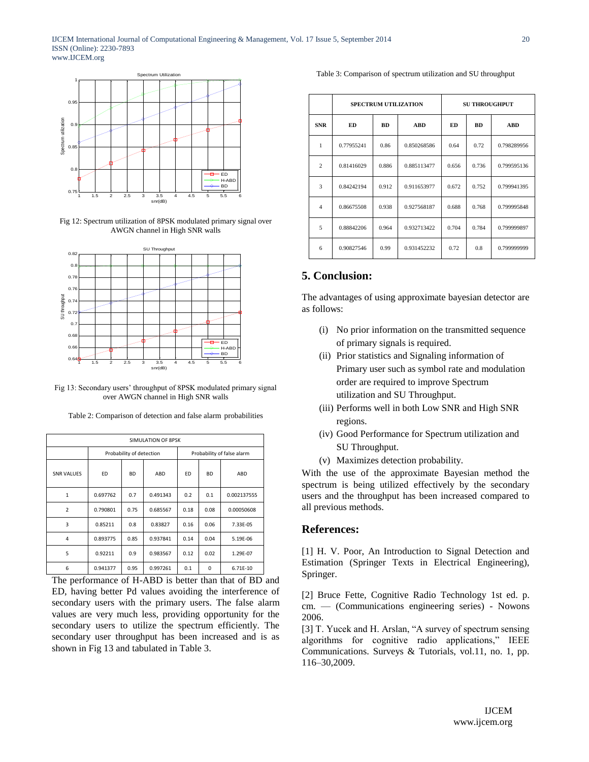Fig 12: Spectrum utilization of 8PSK modulated primary signal over AWGN channel in High SNR walls

Fig 13: Secondary users' throughput of 8PSK modulated primary signal over AWGN channel in High SNR walls

Table 2: Comparison of detection and false alarm probabilities

| SIMULATION OF 8PSK | | | | | | |
|---|---|---|---|---|---|---|
| | Probability of detection | | | Probability of false alarm | | |
| SNR VALUES | ED | BD | ABD | ED | BD | ABD |
| 1 | 0.697762 | 0.7 | 0.491343 | 0.2 | 0.1 | 0.002137555 |
| 2 | 0.790801 | 0.75 | 0.685567 | 0.18 | 0.08 | 0.00050608 |
| 3 | 0.85211 | 0.8 | 0.83827 | 0.16 | 0.06 | 7.33E-05 |
| 4 | 0.893775 | 0.85 | 0.937841 | 0.14 | 0.04 | 5.19E-06 |
| 5 | 0.92211 | 0.9 | 0.983567 | 0.12 | 0.02 | 1.29E-07 |
| 6 | 0.941377 | 0.95 | 0.997261 | 0.1 | 0 | 6.71E-10 |

The performance of H-ABD is better than that of BD and ED, having better Pd values avoiding the interference of secondary users with the primary users. The false alarm values are very much less, providing opportunity for the secondary users to utilize the spectrum efficiently. The secondary user throughput has been increased and is as shown in Fig 13 and tabulated in Table 3.

Table 3: Comparison of spectrum utilization and SU throughput

| | SPECTRUM UTILIZATION | | | SU THROUGHPUT | | |
|---|---|---|---|---|---|---|
| SNR | ED | BD | ABD | ED | BD | ABD |
| 1 | 0.77955241 | 0.86 | 0.850268586 | 0.64 | 0.72 | 0.798289956 |
| 2 | 0.81416029 | 0.886 | 0.885113477 | 0.656 | 0.736 | 0.799595136 |
| 3 | 0.84242194 | 0.912 | 0.911653977 | 0.672 | 0.752 | 0.799941395 |
| 4 | 0.86675508 | 0.938 | 0.927568187 | 0.688 | 0.768 | 0.799995848 |
| 5 | 0.88842206 | 0.964 | 0.932713422 | 0.704 | 0.784 | 0.799999897 |
| 6 | 0.90827546 | 0.99 | 0.931452232 | 0.72 | 0.8 | 0.799999999 |

## 5. Conclusion:

The advantages of using approximate bayesian detector are as follows:

(i) No prior information on the transmitted sequence of primary signals is required.

(ii) Prior statistics and Signaling information of Primary user such as symbol rate and modulation order are required to improve Spectrum utilization and SU Throughput.

(iii) Performs well in both Low SNR and High SNR regions.

(iv) Good Performance for Spectrum utilization and SU Throughput.

(v) Maximizes detection probability.

With the use of the approximate Bayesian method the spectrum is being utilized effectively by the secondary users and the throughput has been increased compared to all previous methods.

## References:

[1] H. V. Poor, An Introduction to Signal Detection and Estimation (Springer Texts in Electrical Engineering), Springer.

[2] Bruce Fette, Cognitive Radio Technology 1st ed. p. cm. — (Communications engineering series) - Nowons 2006.

[3] T. Yucek and H. Arslan, "A survey of spectrum sensing algorithms for cognitive radio applications," IEEE Communications. Surveys & Tutorials, vol.11, no. 1, pp. 116–30,2009.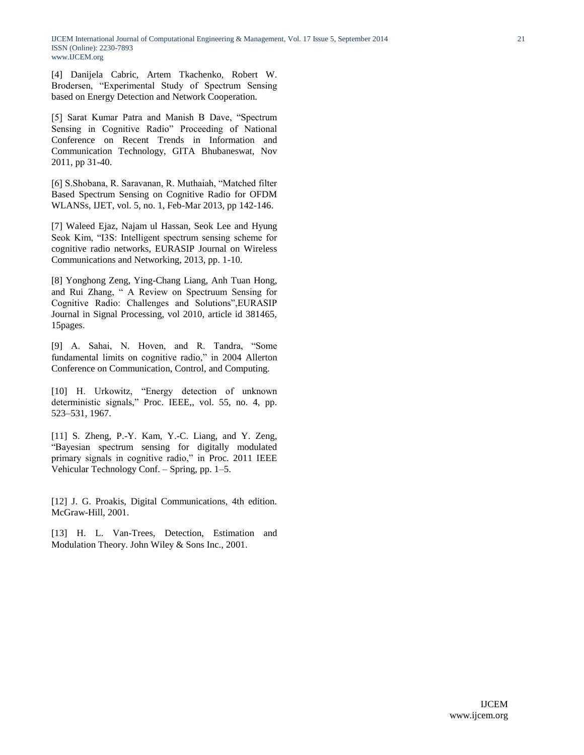[4] Danijela Cabric, Artem Tkachenko, Robert W. Brodersen, “Experimental Study of Spectrum Sensing based on Energy Detection and Network Cooperation.

[5] Sarat Kumar Patra and Manish B Dave, “Spectrum Sensing in Cognitive Radio” Proceeding of National Conference on Recent Trends in Information and Communication Technology, GITA Bhubaneswat, Nov 2011, pp 31-40.

[6] S.Shobana, R. Saravanan, R. Muthaiah, “Matched filter Based Spectrum Sensing on Cognitive Radio for OFDM WLANSs, IJET, vol. 5, no. 1, Feb-Mar 2013, pp 142-146.

[7] Waleed Ejaz, Najam ul Hassan, Seok Lee and Hyung Seok Kim, “I3S: Intelligent spectrum sensing scheme for cognitive radio networks, EURASIP Journal on Wireless Communications and Networking, 2013, pp. 1-10.

[8] Yonghong Zeng, Ying-Chang Liang, Anh Tuan Hong, and Rui Zhang, “ A Review on Spectruum Sensing for Cognitive Radio: Challenges and Solutions”,EURASIP Journal in Signal Processing, vol 2010, article id 381465, 15pages.

[9] A. Sahai, N. Hoven, and R. Tandra, “Some fundamental limits on cognitive radio,” in 2004 Allerton Conference on Communication, Control, and Computing.

[10] H. Urkowitz, “Energy detection of unknown deterministic signals,” Proc. IEEE,, vol. 55, no. 4, pp. 523–531, 1967.

[11] S. Zheng, P.-Y. Kam, Y.-C. Liang, and Y. Zeng, “Bayesian spectrum sensing for digitally modulated primary signals in cognitive radio,” in Proc. 2011 IEEE Vehicular Technology Conf. – Spring, pp. 1–5.

[12] J. G. Proakis, Digital Communications, 4th edition. McGraw-Hill, 2001.

[13] H. L. Van-Trees, Detection, Estimation and Modulation Theory. John Wiley & Sons Inc., 2001.